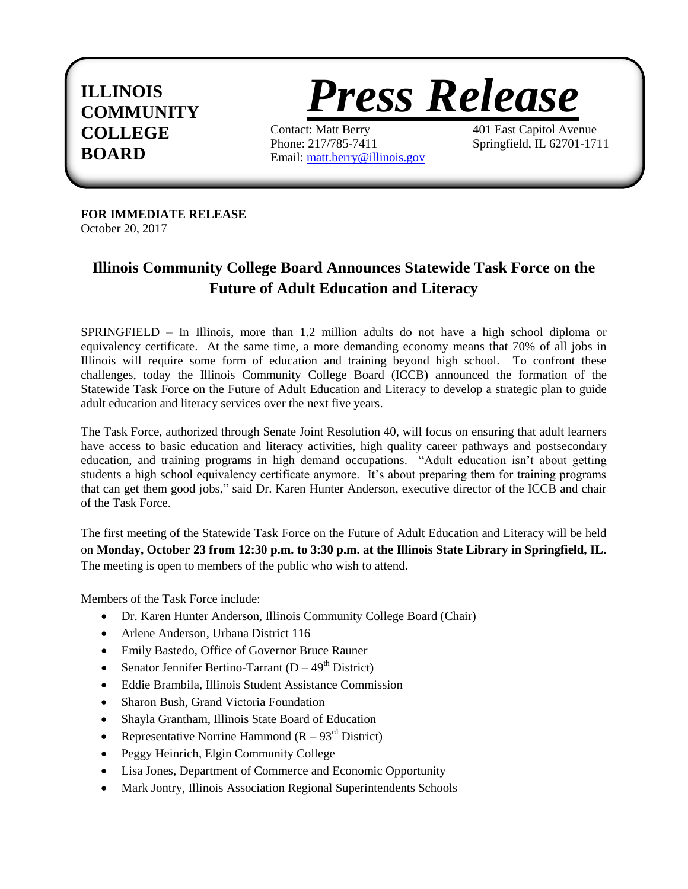**ILLINOIS COMMUNITY COLLEGE BOARD**

# *Press Release*

Contact: Matt Berry
Phone: 217/785-7411
Email: [matt.berry@illinois.gov](mailto:matt.berry@illinois.gov)

401 East Capitol Avenue
Springfield, IL 62701-1711

**FOR IMMEDIATE RELEASE**
October 20, 2017

## Illinois Community College Board Announces Statewide Task Force on the Future of Adult Education and Literacy

SPRINGFIELD – In Illinois, more than 1.2 million adults do not have a high school diploma or equivalency certificate. At the same time, a more demanding economy means that 70% of all jobs in Illinois will require some form of education and training beyond high school. To confront these challenges, today the Illinois Community College Board (ICCB) announced the formation of the Statewide Task Force on the Future of Adult Education and Literacy to develop a strategic plan to guide adult education and literacy services over the next five years.

The Task Force, authorized through Senate Joint Resolution 40, will focus on ensuring that adult learners have access to basic education and literacy activities, high quality career pathways and postsecondary education, and training programs in high demand occupations. "Adult education isn't about getting students a high school equivalency certificate anymore. It's about preparing them for training programs that can get them good jobs," said Dr. Karen Hunter Anderson, executive director of the ICCB and chair of the Task Force.

The first meeting of the Statewide Task Force on the Future of Adult Education and Literacy will be held on **Monday, October 23 from 12:30 p.m. to 3:30 p.m. at the Illinois State Library in Springfield, IL.** The meeting is open to members of the public who wish to attend.

Members of the Task Force include:

- Dr. Karen Hunter Anderson, Illinois Community College Board (Chair)
- Arlene Anderson, Urbana District 116
- Emily Bastedo, Office of Governor Bruce Rauner
- Senator Jennifer Bertino-Tarrant (D – 49th District)
- Eddie Brambila, Illinois Student Assistance Commission
- Sharon Bush, Grand Victoria Foundation
- Shayla Grantham, Illinois State Board of Education
- Representative Norrine Hammond (R – 93rd District)
- Peggy Heinrich, Elgin Community College
- Lisa Jones, Department of Commerce and Economic Opportunity
- Mark Jontry, Illinois Association Regional Superintendents Schools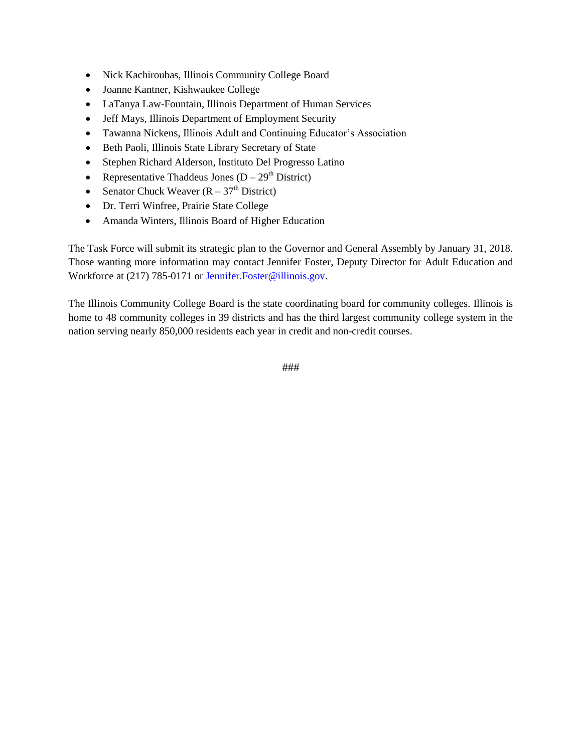- Nick Kachiroubas, Illinois Community College Board
- Joanne Kantner, Kishwaukee College
- LaTanya Law-Fountain, Illinois Department of Human Services
- Jeff Mays, Illinois Department of Employment Security
- Tawanna Nickens, Illinois Adult and Continuing Educator's Association
- Beth Paoli, Illinois State Library Secretary of State
- Stephen Richard Alderson, Instituto Del Progresso Latino
- Representative Thaddeus Jones (D – 29th District)
- Senator Chuck Weaver (R – 37th District)
- Dr. Terri Winfree, Prairie State College
- Amanda Winters, Illinois Board of Higher Education

The Task Force will submit its strategic plan to the Governor and General Assembly by January 31, 2018. Those wanting more information may contact Jennifer Foster, Deputy Director for Adult Education and Workforce at (217) 785-0171 or Jennifer.Foster@illinois.gov.

The Illinois Community College Board is the state coordinating board for community colleges. Illinois is home to 48 community colleges in 39 districts and has the third largest community college system in the nation serving nearly 850,000 residents each year in credit and non-credit courses.

###